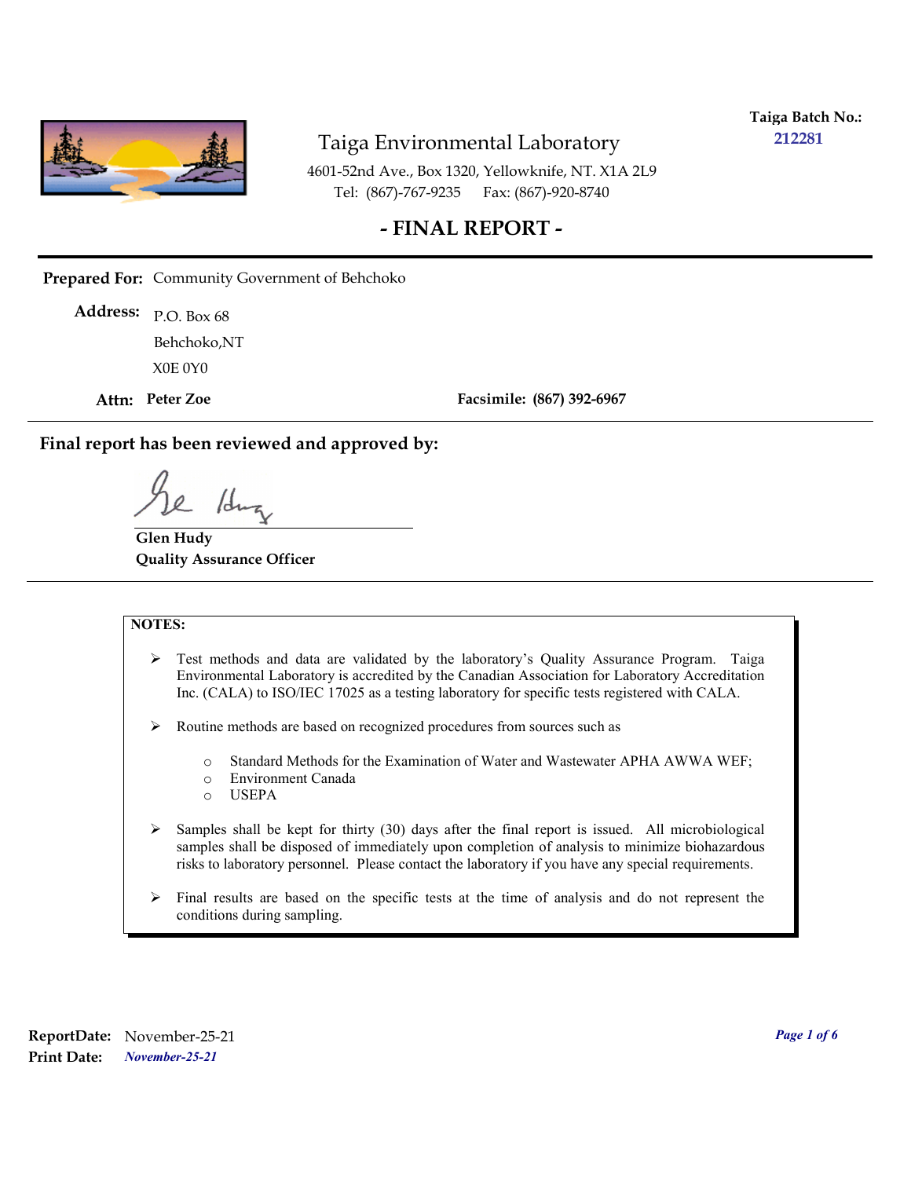**Taiga Batch No.:** 212281

# Taiga Environmental Laboratory

4601-52nd Ave., Box 1320, Yellowknife, NT. X1A 2L9
Tel: (867)-767-9235 Fax: (867)-920-8740

## - FINAL REPORT -

**Prepared For:** Community Government of Behchoko

**Address:** P.O. Box 68
Behchoko,NT
X0E 0Y0

**Attn:** **Peter Zoe** **Facsimile:** **(867) 392-6967**

**Final report has been reviewed and approved by:**

**Glen Hudy**
**Quality Assurance Officer**

**NOTES:**

- Test methods and data are validated by the laboratory's Quality Assurance Program. Taiga Environmental Laboratory is accredited by the Canadian Association for Laboratory Accreditation Inc. (CALA) to ISO/IEC 17025 as a testing laboratory for specific tests registered with CALA.
- Routine methods are based on recognized procedures from sources such as
  - Standard Methods for the Examination of Water and Wastewater APHA AWWA WEF;
  - Environment Canada
  - USEPA
- Samples shall be kept for thirty (30) days after the final report is issued. All microbiological samples shall be disposed of immediately upon completion of analysis to minimize biohazardous risks to laboratory personnel. Please contact the laboratory if you have any special requirements.
- Final results are based on the specific tests at the time of analysis and do not represent the conditions during sampling.

**ReportDate:** November-25-21
**Print Date:** *November-25-21*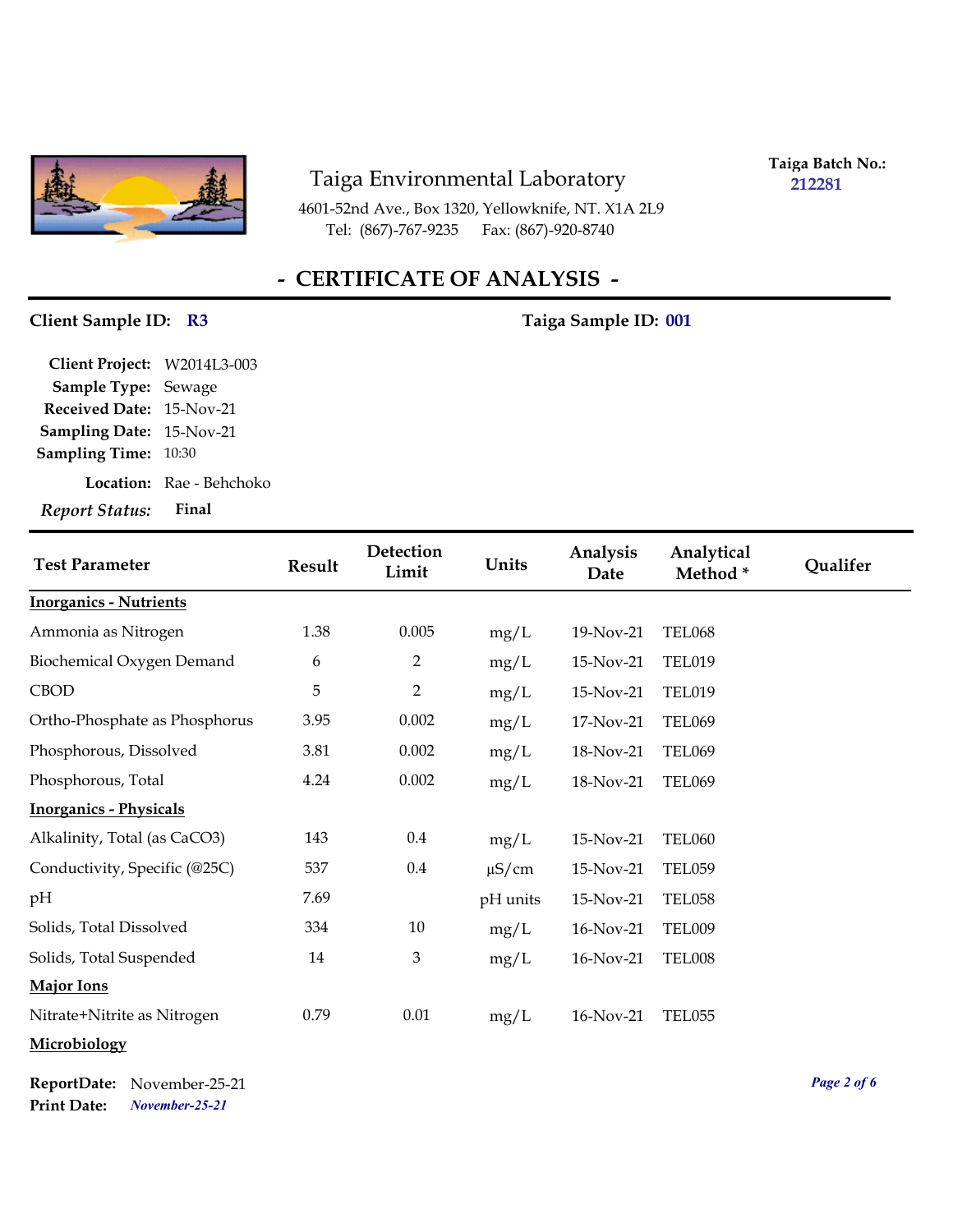# Taiga Environmental Laboratory

4601-52nd Ave., Box 1320, Yellowknife, NT. X1A 2L9
Tel: (867)-767-9235 Fax: (867)-920-8740

**Taiga Batch No.:** 212281

## - CERTIFICATE OF ANALYSIS -

**Client Sample ID:** R3 **Taiga Sample ID:** 001

**Client Project:** W2014L3-003
**Sample Type:** Sewage
**Received Date:** 15-Nov-21
**Sampling Date:** 15-Nov-21
**Sampling Time:** 10:30
**Location:** Rae - Behchoko
***Report Status:*** **Final**

| Test Parameter | Result | Detection Limit | Units | Analysis Date | Analytical Method * | Qualifer |
|---|---|---|---|---|---|---|
| **Inorganics - Nutrients** | | | | | | |
| Ammonia as Nitrogen | 1.38 | 0.005 | mg/L | 19-Nov-21 | TEL068 | |
| Biochemical Oxygen Demand | 6 | 2 | mg/L | 15-Nov-21 | TEL019 | |
| CBOD | 5 | 2 | mg/L | 15-Nov-21 | TEL019 | |
| Ortho-Phosphate as Phosphorus | 3.95 | 0.002 | mg/L | 17-Nov-21 | TEL069 | |
| Phosphorous, Dissolved | 3.81 | 0.002 | mg/L | 18-Nov-21 | TEL069 | |
| Phosphorous, Total | 4.24 | 0.002 | mg/L | 18-Nov-21 | TEL069 | |
| **Inorganics - Physicals** | | | | | | |
| Alkalinity, Total (as CaCO3) | 143 | 0.4 | mg/L | 15-Nov-21 | TEL060 | |
| Conductivity, Specific (@25C) | 537 | 0.4 | µS/cm | 15-Nov-21 | TEL059 | |
| pH | 7.69 | | pH units | 15-Nov-21 | TEL058 | |
| Solids, Total Dissolved | 334 | 10 | mg/L | 16-Nov-21 | TEL009 | |
| Solids, Total Suspended | 14 | 3 | mg/L | 16-Nov-21 | TEL008 | |
| **Major Ions** | | | | | | |
| Nitrate+Nitrite as Nitrogen | 0.79 | 0.01 | mg/L | 16-Nov-21 | TEL055 | |
| **Microbiology** | | | | | | |

**ReportDate:** November-25-21
**Print Date:** *November-25-21*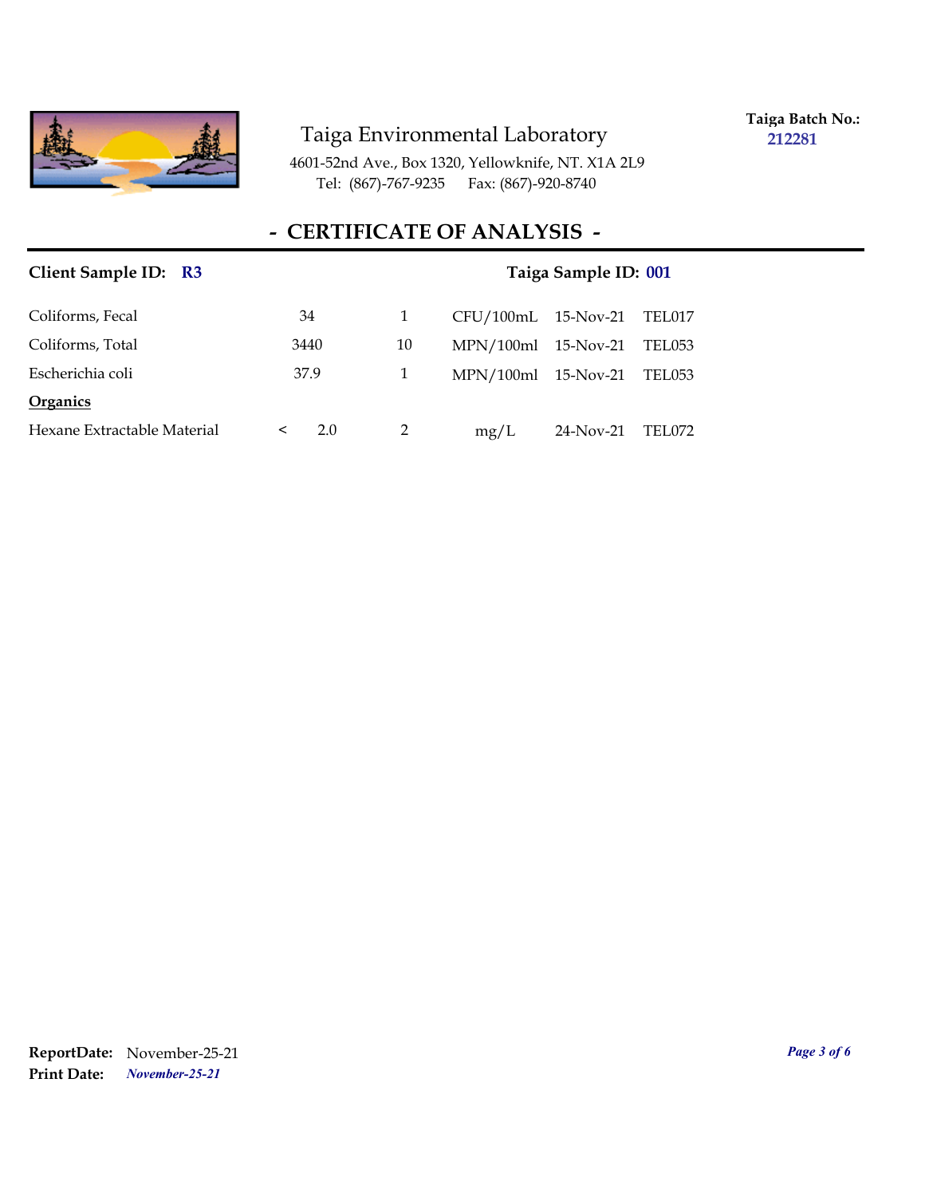Taiga Environmental Laboratory

4601-52nd Ave., Box 1320, Yellowknife, NT. X1A 2L9
Tel: (867)-767-9235 Fax: (867)-920-8740

**Taiga Batch No.:** 212281

## - CERTIFICATE OF ANALYSIS -

**Client Sample ID:** R3 **Taiga Sample ID:** 001

| | | | | | |
|---|---|---|---|---|---|
| Coliforms, Fecal | 34 | 1 | CFU/100mL | 15-Nov-21 | TEL017 |
| Coliforms, Total | 3440 | 10 | MPN/100ml | 15-Nov-21 | TEL053 |
| Escherichia coli | 37.9 | 1 | MPN/100ml | 15-Nov-21 | TEL053 |
| **Organics** | | | | | |
| Hexane Extractable Material | < 2.0 | 2 | mg/L | 24-Nov-21 | TEL072 |

**ReportDate:** November-25-21
**Print Date:** *November-25-21*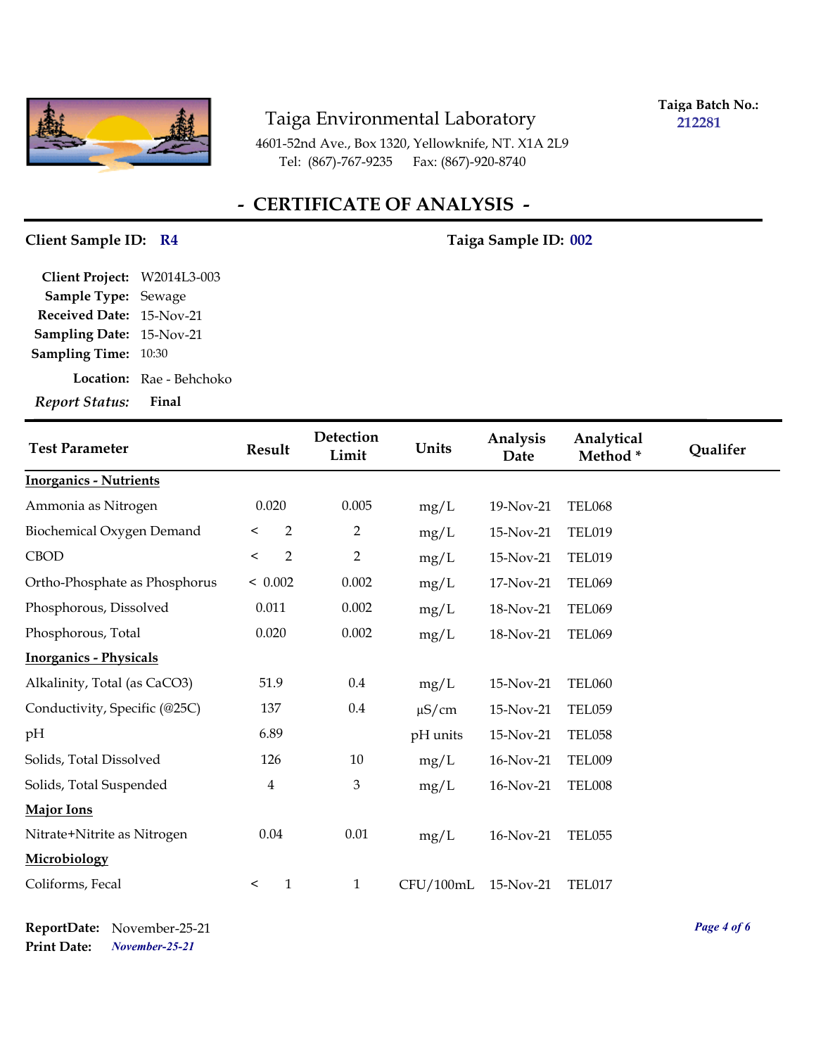# Taiga Environmental Laboratory

4601-52nd Ave., Box 1320, Yellowknife, NT. X1A 2L9
Tel: (867)-767-9235 Fax: (867)-920-8740

**Taiga Batch No.:** 212281

## - CERTIFICATE OF ANALYSIS -

**Client Sample ID:** R4 **Taiga Sample ID:** 002

**Client Project:** W2014L3-003
**Sample Type:** Sewage
**Received Date:** 15-Nov-21
**Sampling Date:** 15-Nov-21
**Sampling Time:** 10:30
**Location:** Rae - Behchoko
***Report Status:*** **Final**

| Test Parameter | Result | Detection Limit | Units | Analysis Date | Analytical Method * | Qualifer |
|---|---|---|---|---|---|---|
| **Inorganics - Nutrients** | | | | | | |
| Ammonia as Nitrogen | 0.020 | 0.005 | mg/L | 19-Nov-21 | TEL068 | |
| Biochemical Oxygen Demand | < 2 | 2 | mg/L | 15-Nov-21 | TEL019 | |
| CBOD | < 2 | 2 | mg/L | 15-Nov-21 | TEL019 | |
| Ortho-Phosphate as Phosphorus | < 0.002 | 0.002 | mg/L | 17-Nov-21 | TEL069 | |
| Phosphorous, Dissolved | 0.011 | 0.002 | mg/L | 18-Nov-21 | TEL069 | |
| Phosphorous, Total | 0.020 | 0.002 | mg/L | 18-Nov-21 | TEL069 | |
| **Inorganics - Physicals** | | | | | | |
| Alkalinity, Total (as CaCO3) | 51.9 | 0.4 | mg/L | 15-Nov-21 | TEL060 | |
| Conductivity, Specific (@25C) | 137 | 0.4 | µS/cm | 15-Nov-21 | TEL059 | |
| pH | 6.89 | | pH units | 15-Nov-21 | TEL058 | |
| Solids, Total Dissolved | 126 | 10 | mg/L | 16-Nov-21 | TEL009 | |
| Solids, Total Suspended | 4 | 3 | mg/L | 16-Nov-21 | TEL008 | |
| **Major Ions** | | | | | | |
| Nitrate+Nitrite as Nitrogen | 0.04 | 0.01 | mg/L | 16-Nov-21 | TEL055 | |
| **Microbiology** | | | | | | |
| Coliforms, Fecal | < 1 | 1 | CFU/100mL | 15-Nov-21 | TEL017 | |

**ReportDate:** November-25-21
**Print Date:** *November-25-21*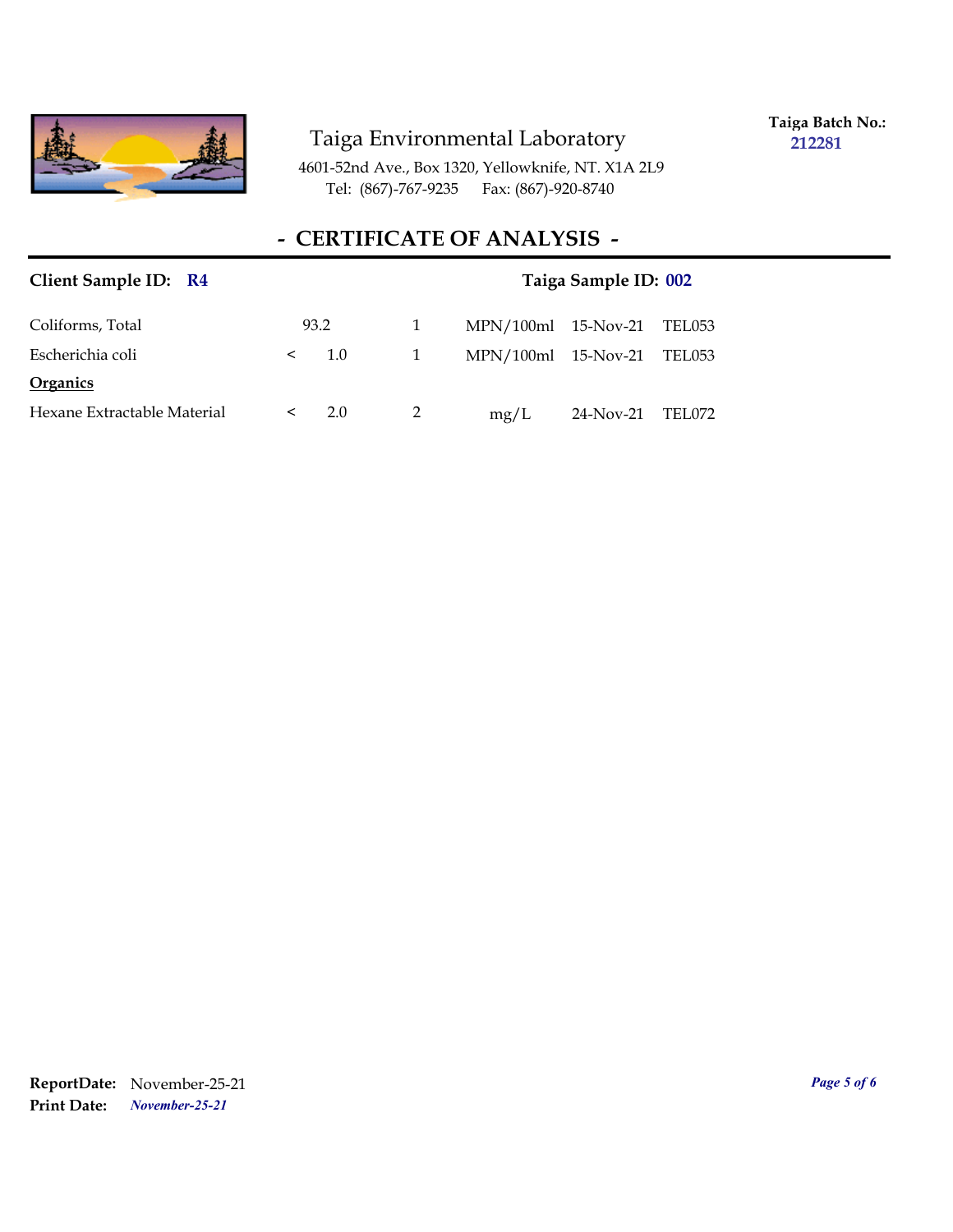Taiga Environmental Laboratory

4601-52nd Ave., Box 1320, Yellowknife, NT. X1A 2L9
Tel: (867)-767-9235 Fax: (867)-920-8740

**Taiga Batch No.:** 212281

# - CERTIFICATE OF ANALYSIS -

**Client Sample ID:** **R4** **Taiga Sample ID:** **002**

| | | | | | | |
|---|---|---|---|---|---|---|
| Coliforms, Total | | 93.2 | 1 | MPN/100ml | 15-Nov-21 | TEL053 |
| Escherichia coli | < | 1.0 | 1 | MPN/100ml | 15-Nov-21 | TEL053 |
| **Organics** | | | | | | |
| Hexane Extractable Material | < | 2.0 | 2 | mg/L | 24-Nov-21 | TEL072 |

**ReportDate:** November-25-21
**Print Date:** *November-25-21*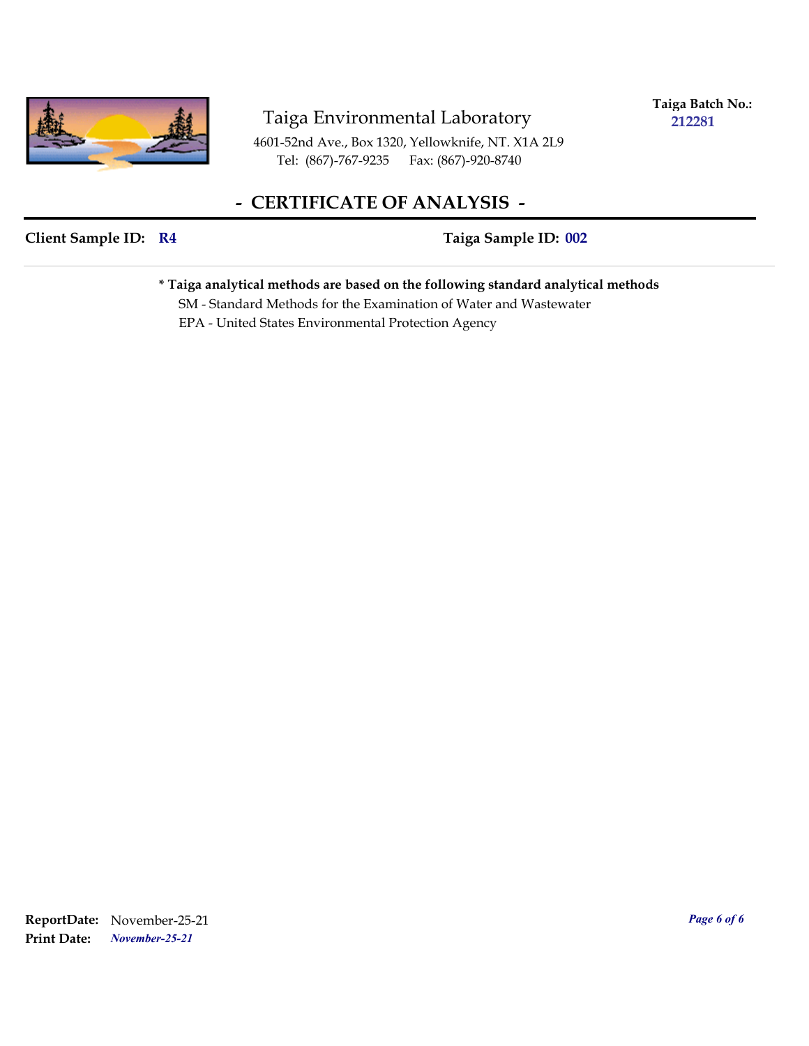Taiga Environmental Laboratory

4601-52nd Ave., Box 1320, Yellowknife, NT. X1A 2L9
Tel: (867)-767-9235 Fax: (867)-920-8740

**Taiga Batch No.:** 212281

# - CERTIFICATE OF ANALYSIS -

**Client Sample ID:** R4 **Taiga Sample ID:** 002

**\* Taiga analytical methods are based on the following standard analytical methods**

SM - Standard Methods for the Examination of Water and Wastewater
EPA - United States Environmental Protection Agency

**ReportDate:** November-25-21
**Print Date:** *November-25-21*